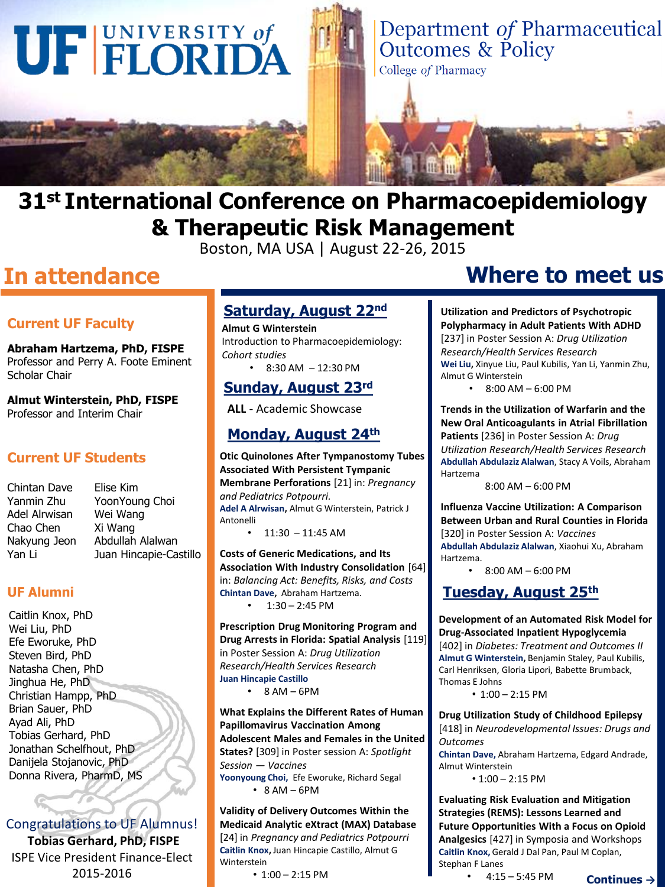UF UNIVERSITY of FLORIDA

Department of Pharmaceutical Outcomes & Policy

College of Pharmacy

# 31st International Conference on Pharmacoepidemiology & Therapeutic Risk Management

Boston, MA USA | August 22-26, 2015

## In attendance

### Current UF Faculty

**Abraham Hartzema, PhD, FISPE**
Professor and Perry A. Foote Eminent Scholar Chair

**Almut Winterstein, PhD, FISPE**
Professor and Interim Chair

### Current UF Students

Chintan Dave
Yanmin Zhu
Adel Alrwisan
Chao Chen
Nakyung Jeon
Yan Li
Elise Kim
YoonYoung Choi
Wei Wang
Xi Wang
Abdullah Alalwan
Juan Hincapie-Castillo

### UF Alumni

Caitlin Knox, PhD
Wei Liu, PhD
Efe Eworuke, PhD
Steven Bird, PhD
Natasha Chen, PhD
Jinghua He, PhD
Christian Hampp, PhD
Brian Sauer, PhD
Ayad Ali, PhD
Tobias Gerhard, PhD
Jonathan Schelfhout, PhD
Danijela Stojanovic, PhD
Donna Rivera, PharmD, MS

Congratulations to UF Alumnus!
**Tobias Gerhard, PhD, FISPE**
ISPE Vice President Finance-Elect 2015-2016

## Where to meet us

### Saturday, August 22nd

**Almut G Winterstein**
Introduction to Pharmacoepidemiology: *Cohort studies*

- 8:30 AM – 12:30 PM

### Sunday, August 23rd

**ALL** - Academic Showcase

### Monday, August 24th

**Otic Quinolones After Tympanostomy Tubes Associated With Persistent Tympanic Membrane Perforations** [21] in: *Pregnancy and Pediatrics Potpourri.*
**Adel A Alrwisan,** Almut G Winterstein, Patrick J Antonelli

- 11:30 – 11:45 AM

**Costs of Generic Medications, and Its Association With Industry Consolidation** [64] in: *Balancing Act: Benefits, Risks, and Costs*
**Chintan Dave,** Abraham Hartzema.

- 1:30 – 2:45 PM

**Prescription Drug Monitoring Program and Drug Arrests in Florida: Spatial Analysis** [119] in Poster Session A: *Drug Utilization Research/Health Services Research*
**Juan Hincapie Castillo**

- 8 AM – 6PM

**What Explains the Different Rates of Human Papillomavirus Vaccination Among Adolescent Males and Females in the United States?** [309] in Poster session A: *Spotlight Session — Vaccines*
**Yoonyoung Choi,** Efe Eworuke, Richard Segal

- 8 AM – 6PM

**Validity of Delivery Outcomes Within the Medicaid Analytic eXtract (MAX) Database** [24] in *Pregnancy and Pediatrics Potpourri*
**Caitlin Knox,** Juan Hincapie Castillo, Almut G Winterstein

- 1:00 – 2:15 PM

**Utilization and Predictors of Psychotropic Polypharmacy in Adult Patients With ADHD** [237] in Poster Session A: *Drug Utilization Research/Health Services Research*
**Wei Liu,** Xinyue Liu, Paul Kubilis, Yan Li, Yanmin Zhu, Almut G Winterstein

- 8:00 AM – 6:00 PM

**Trends in the Utilization of Warfarin and the New Oral Anticoagulants in Atrial Fibrillation Patients** [236] in Poster Session A: *Drug Utilization Research/Health Services Research*
**Abdullah Abdulaziz Alalwan**, Stacy A Voils, Abraham Hartzema

8:00 AM – 6:00 PM

**Influenza Vaccine Utilization: A Comparison Between Urban and Rural Counties in Florida** [320] in Poster Session A: *Vaccines*
**Abdullah Abdulaziz Alalwan**, Xiaohui Xu, Abraham Hartzema.

- 8:00 AM – 6:00 PM

### Tuesday, August 25th

**Development of an Automated Risk Model for Drug-Associated Inpatient Hypoglycemia** [402] in *Diabetes: Treatment and Outcomes II*
**Almut G Winterstein,** Benjamin Staley, Paul Kubilis, Carl Henriksen, Gloria Lipori, Babette Brumback, Thomas E Johns

- 1:00 – 2:15 PM

**Drug Utilization Study of Childhood Epilepsy** [418] in *Neurodevelopmental Issues: Drugs and Outcomes*
**Chintan Dave,** Abraham Hartzema, Edgard Andrade, Almut Winterstein

- 1:00 – 2:15 PM

**Evaluating Risk Evaluation and Mitigation Strategies (REMS): Lessons Learned and Future Opportunities With a Focus on Opioid Analgesics** [427] in Symposia and Workshops
**Caitlin Knox,** Gerald J Dal Pan, Paul M Coplan, Stephan F Lanes

- 4:15 – 5:45 PM

**Continues →**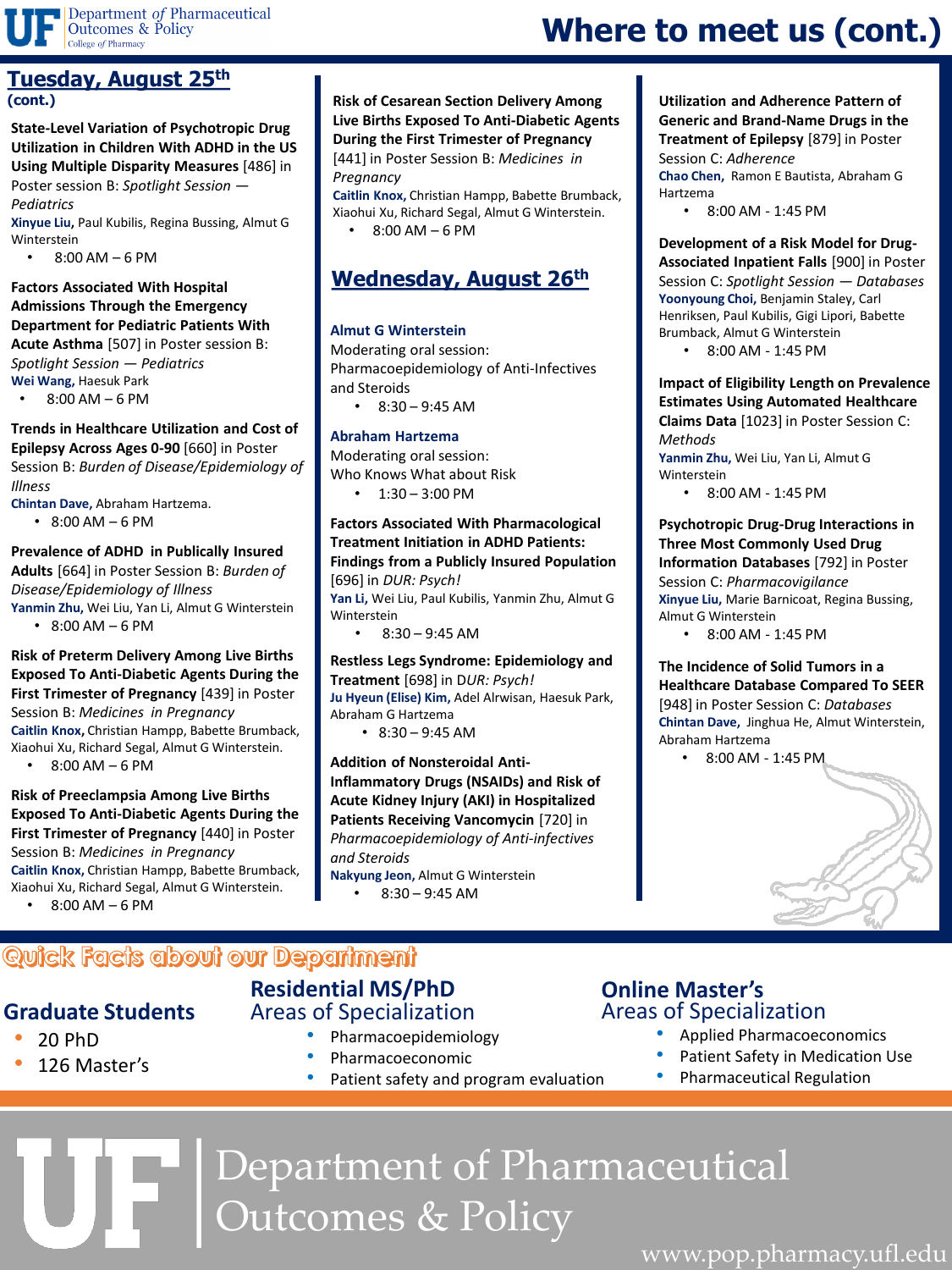# Where to meet us (cont.)

## Tuesday, August 25th (cont.)

**State-Level Variation of Psychotropic Drug Utilization in Children With ADHD in the US Using Multiple Disparity Measures** [486] in Poster session B: *Spotlight Session — Pediatrics*
**Xinyue Liu,** Paul Kubilis, Regina Bussing, Almut G Winterstein
- 8:00 AM – 6 PM

**Factors Associated With Hospital Admissions Through the Emergency Department for Pediatric Patients With Acute Asthma** [507] in Poster session B: *Spotlight Session — Pediatrics*
**Wei Wang,** Haesuk Park
- 8:00 AM – 6 PM

**Trends in Healthcare Utilization and Cost of Epilepsy Across Ages 0-90** [660] in Poster Session B: *Burden of Disease/Epidemiology of Illness*
**Chintan Dave,** Abraham Hartzema.
- 8:00 AM – 6 PM

**Prevalence of ADHD in Publically Insured Adults** [664] in Poster Session B: *Burden of Disease/Epidemiology of Illness*
**Yanmin Zhu,** Wei Liu, Yan Li, Almut G Winterstein
- 8:00 AM – 6 PM

**Risk of Preterm Delivery Among Live Births Exposed To Anti-Diabetic Agents During the First Trimester of Pregnancy** [439] in Poster Session B: *Medicines in Pregnancy*
**Caitlin Knox,** Christian Hampp, Babette Brumback, Xiaohui Xu, Richard Segal, Almut G Winterstein.
- 8:00 AM – 6 PM

**Risk of Preeclampsia Among Live Births Exposed To Anti-Diabetic Agents During the First Trimester of Pregnancy** [440] in Poster Session B: *Medicines in Pregnancy*
**Caitlin Knox,** Christian Hampp, Babette Brumback, Xiaohui Xu, Richard Segal, Almut G Winterstein.
- 8:00 AM – 6 PM

**Risk of Cesarean Section Delivery Among Live Births Exposed To Anti-Diabetic Agents During the First Trimester of Pregnancy** [441] in Poster Session B: *Medicines in Pregnancy*
**Caitlin Knox,** Christian Hampp, Babette Brumback, Xiaohui Xu, Richard Segal, Almut G Winterstein.
- 8:00 AM – 6 PM

## Wednesday, August 26th

**Almut G Winterstein**
Moderating oral session: Pharmacoepidemiology of Anti-Infectives and Steroids
- 8:30 – 9:45 AM

**Abraham Hartzema**
Moderating oral session: Who Knows What about Risk
- 1:30 – 3:00 PM

**Factors Associated With Pharmacological Treatment Initiation in ADHD Patients: Findings from a Publicly Insured Population** [696] in *DUR: Psych!*
**Yan Li,** Wei Liu, Paul Kubilis, Yanmin Zhu, Almut G Winterstein
- 8:30 – 9:45 AM

**Restless Legs Syndrome: Epidemiology and Treatment** [698] in D*UR: Psych!*
**Ju Hyeun (Elise) Kim,** Adel Alrwisan, Haesuk Park, Abraham G Hartzema
- 8:30 – 9:45 AM

**Addition of Nonsteroidal Anti-Inflammatory Drugs (NSAIDs) and Risk of Acute Kidney Injury (AKI) in Hospitalized Patients Receiving Vancomycin** [720] in *Pharmacoepidemiology of Anti-infectives and Steroids*
**Nakyung Jeon,** Almut G Winterstein
- 8:30 – 9:45 AM

**Utilization and Adherence Pattern of Generic and Brand-Name Drugs in the Treatment of Epilepsy** [879] in Poster Session C: *Adherence*
**Chao Chen,** Ramon E Bautista, Abraham G Hartzema
- 8:00 AM - 1:45 PM

**Development of a Risk Model for Drug-Associated Inpatient Falls** [900] in Poster Session C: *Spotlight Session — Databases*
**Yoonyoung Choi,** Benjamin Staley, Carl Henriksen, Paul Kubilis, Gigi Lipori, Babette Brumback, Almut G Winterstein
- 8:00 AM - 1:45 PM

**Impact of Eligibility Length on Prevalence Estimates Using Automated Healthcare Claims Data** [1023] in Poster Session C: *Methods*
**Yanmin Zhu,** Wei Liu, Yan Li, Almut G Winterstein
- 8:00 AM - 1:45 PM

**Psychotropic Drug-Drug Interactions in Three Most Commonly Used Drug Information Databases** [792] in Poster Session C: *Pharmacovigilance*
**Xinyue Liu,** Marie Barnicoat, Regina Bussing, Almut G Winterstein
- 8:00 AM - 1:45 PM

**The Incidence of Solid Tumors in a Healthcare Database Compared To SEER** [948] in Poster Session C: *Databases*
**Chintan Dave,** Jinghua He, Almut Winterstein, Abraham Hartzema
- 8:00 AM - 1:45 PM

## Quick Facts about our Department

### Graduate Students
- 20 PhD
- 126 Master's

### Residential MS/PhD Areas of Specialization
- Pharmacoepidemiology
- Pharmacoeconomic
- Patient safety and program evaluation

### Online Master's Areas of Specialization
- Applied Pharmacoeconomics
- Patient Safety in Medication Use
- Pharmaceutical Regulation

UF Department of Pharmaceutical Outcomes & Policy

www.pop.pharmacy.ufl.edu